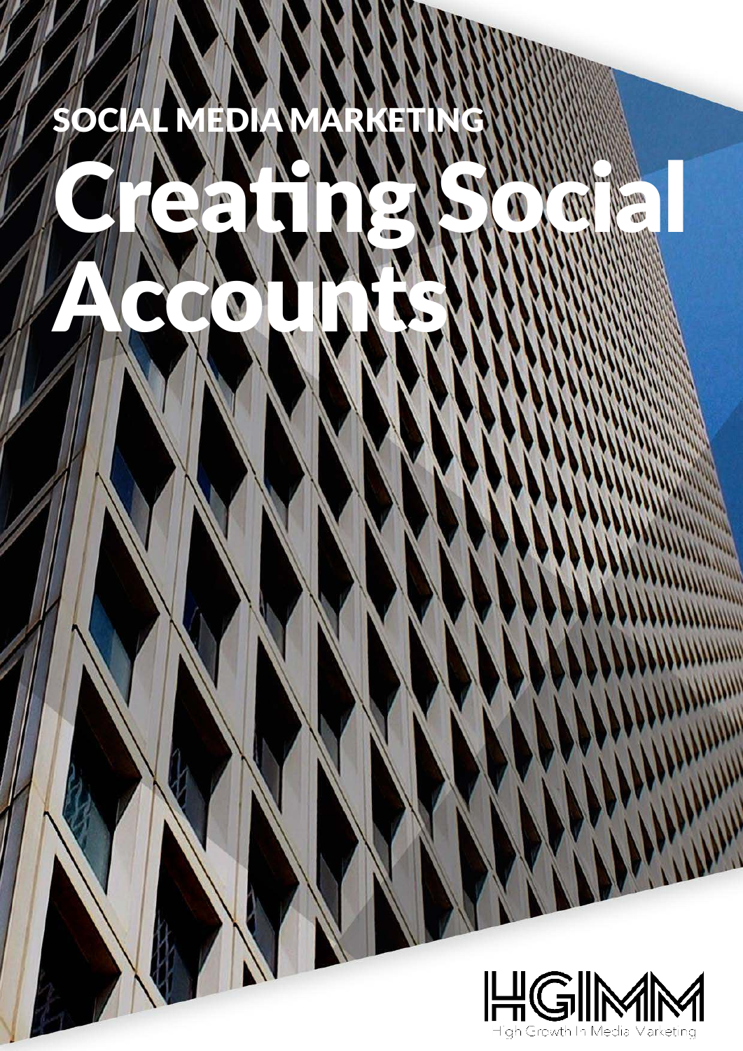SOCIAL MEDIA MARKETING

# Creating Social Accounts

HGIMM

High Growth In Media Marketing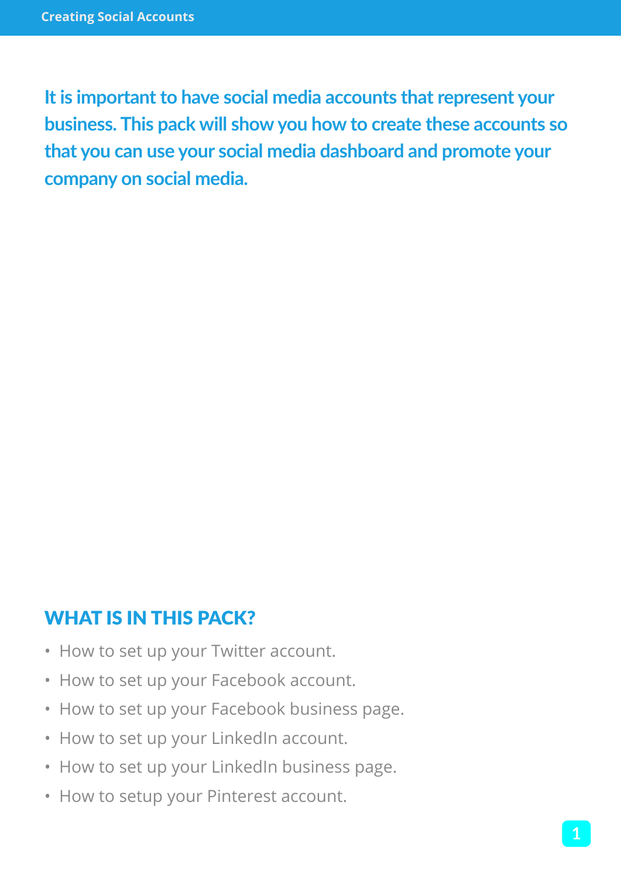**It is important to have social media accounts that represent your business. This pack will show you how to create these accounts so that you can use your social media dashboard and promote your company on social media.**

## WHAT IS IN THIS PACK?

- How to set up your Twitter account.
- How to set up your Facebook account.
- How to set up your Facebook business page.
- How to set up your LinkedIn account.
- How to set up your LinkedIn business page.
- How to setup your Pinterest account.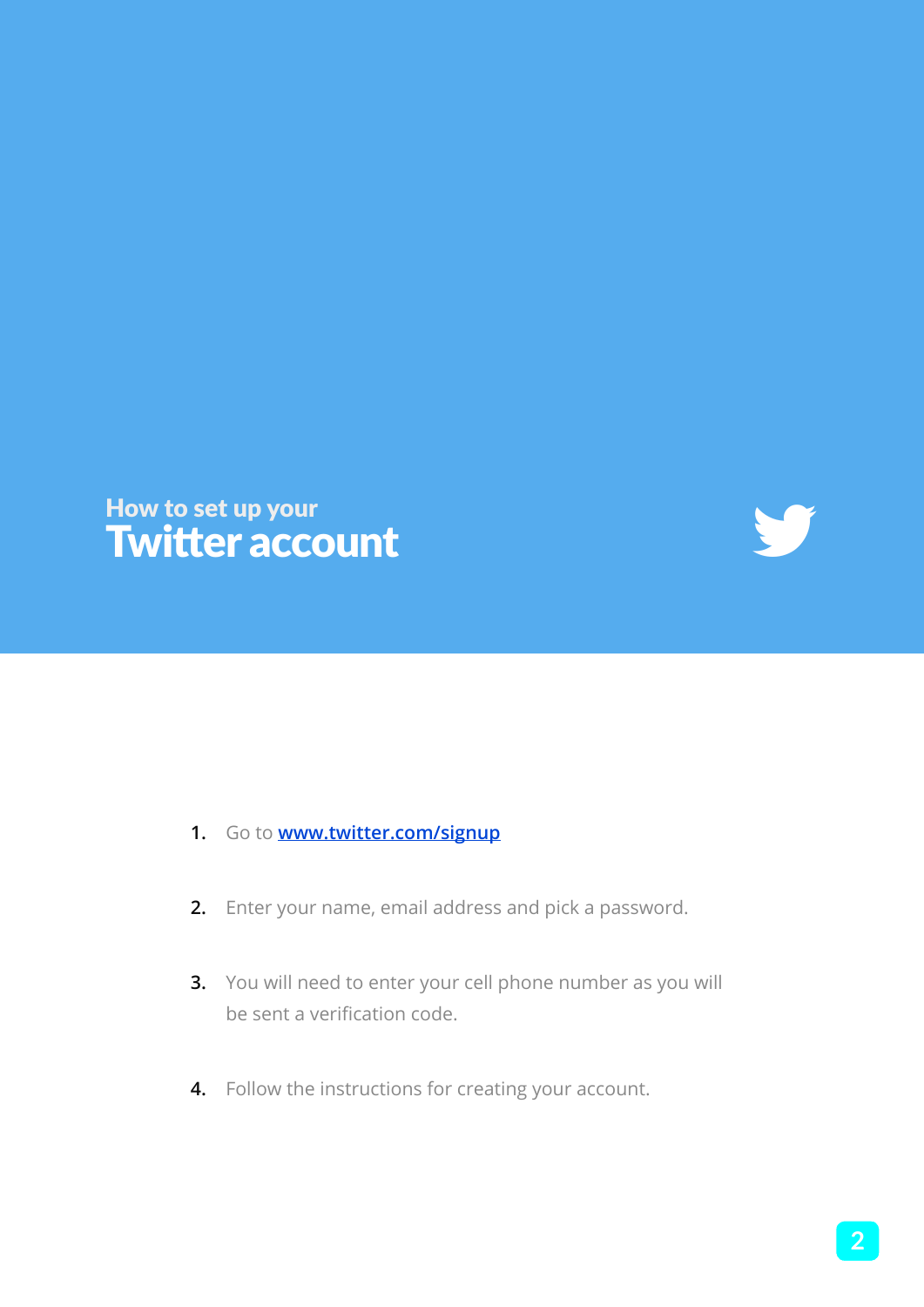How to set up your

# Twitter account

1. Go to [www.twitter.com/signup](http://www.twitter.com/signup)
2. Enter your name, email address and pick a password.
3. You will need to enter your cell phone number as you will be sent a verification code.
4. Follow the instructions for creating your account.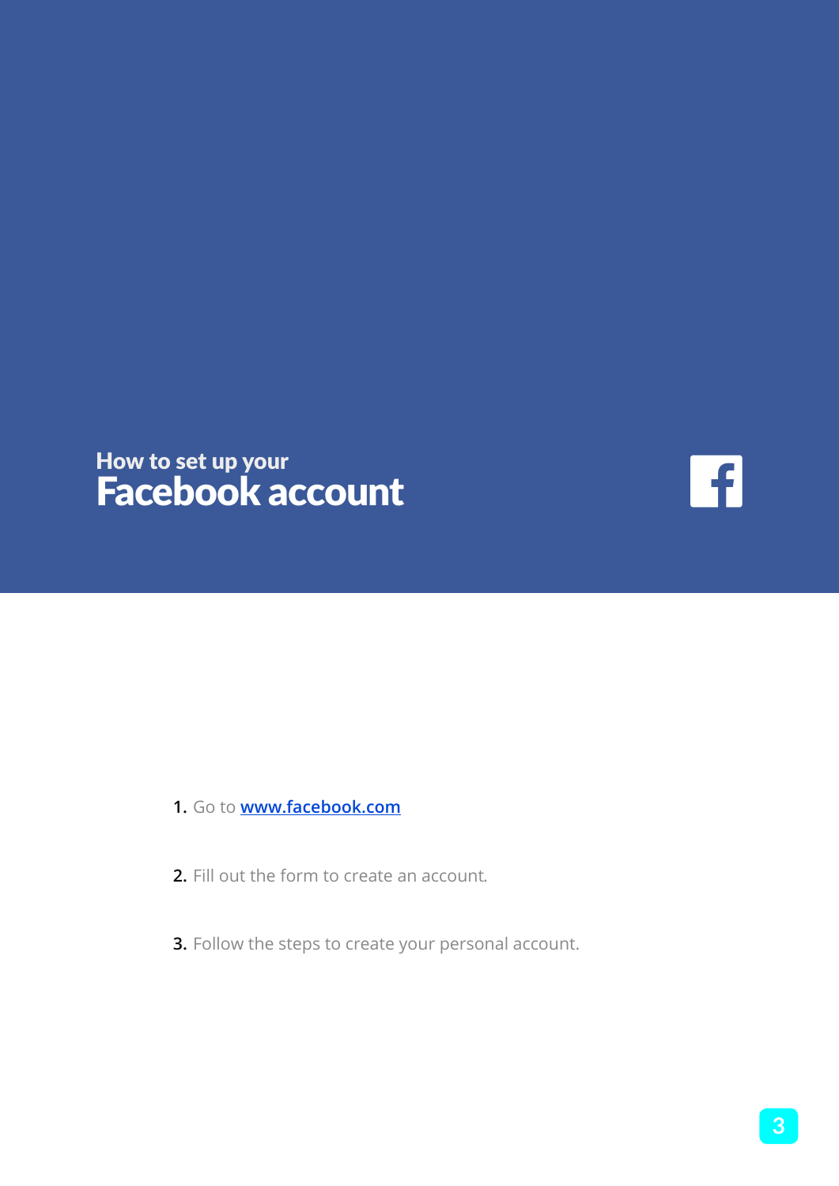## How to set up your
# Facebook account

1. Go to [www.facebook.com](http://www.facebook.com)

2. Fill out the form to create an account.

3. Follow the steps to create your personal account.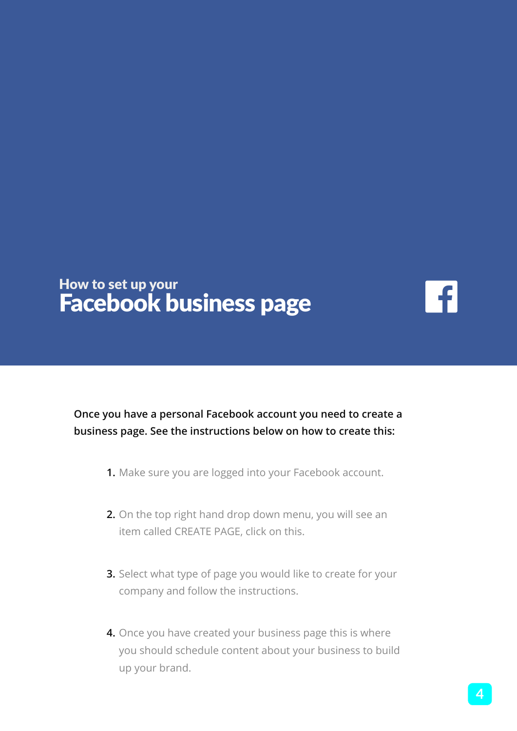## How to set up your

# Facebook business page

**Once you have a personal Facebook account you need to create a business page. See the instructions below on how to create this:**

1. Make sure you are logged into your Facebook account.
2. On the top right hand drop down menu, you will see an item called CREATE PAGE, click on this.
3. Select what type of page you would like to create for your company and follow the instructions.
4. Once you have created your business page this is where you should schedule content about your business to build up your brand.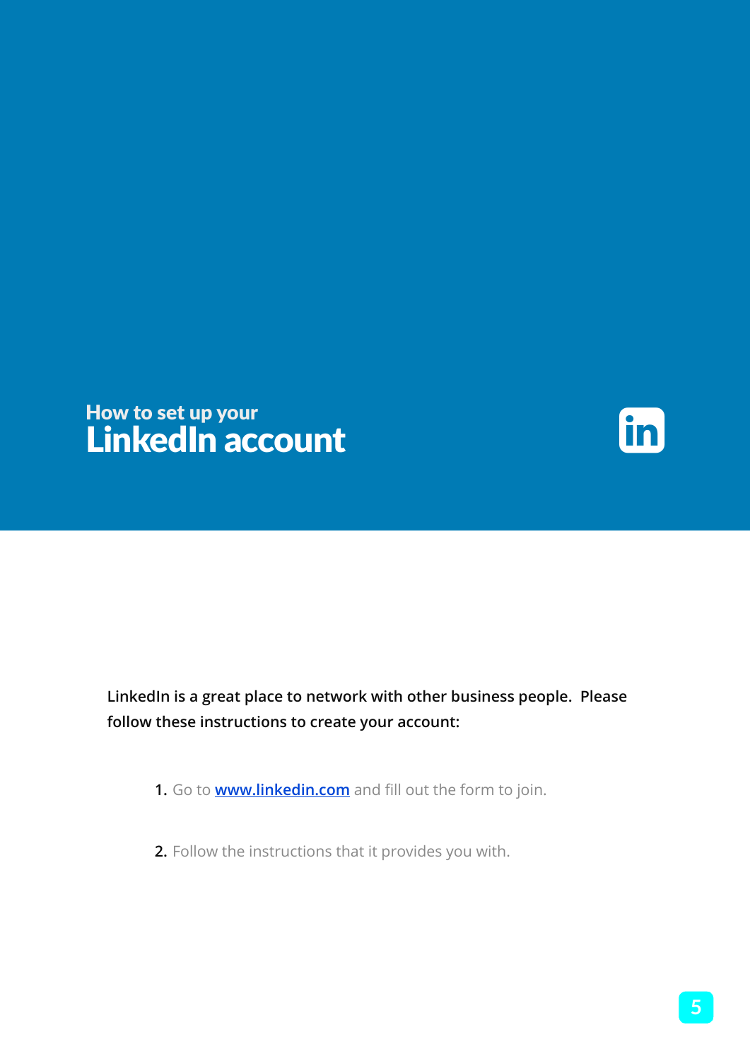## How to set up your
# LinkedIn account

**LinkedIn is a great place to network with other business people. Please follow these instructions to create your account:**

1. Go to [www.linkedin.com](http://www.linkedin.com) and fill out the form to join.

2. Follow the instructions that it provides you with.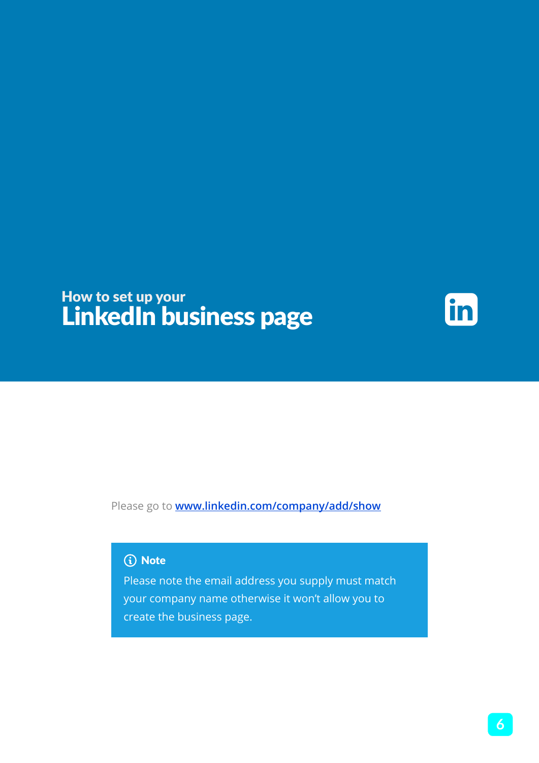## How to set up your

# LinkedIn business page

Please go to [www.linkedin.com/company/add/show](http://www.linkedin.com/company/add/show)

> **Note**
>
> Please note the email address you supply must match your company name otherwise it won't allow you to create the business page.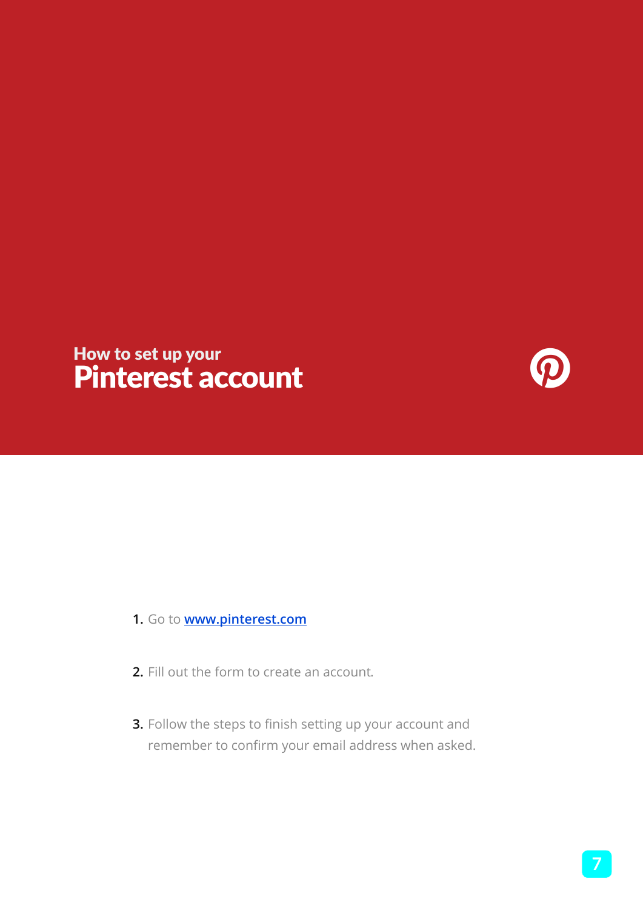## How to set up your
# Pinterest account

1. Go to **[www.pinterest.com](http://www.pinterest.com)**

2. Fill out the form to create an account.

3. Follow the steps to finish setting up your account and remember to confirm your email address when asked.